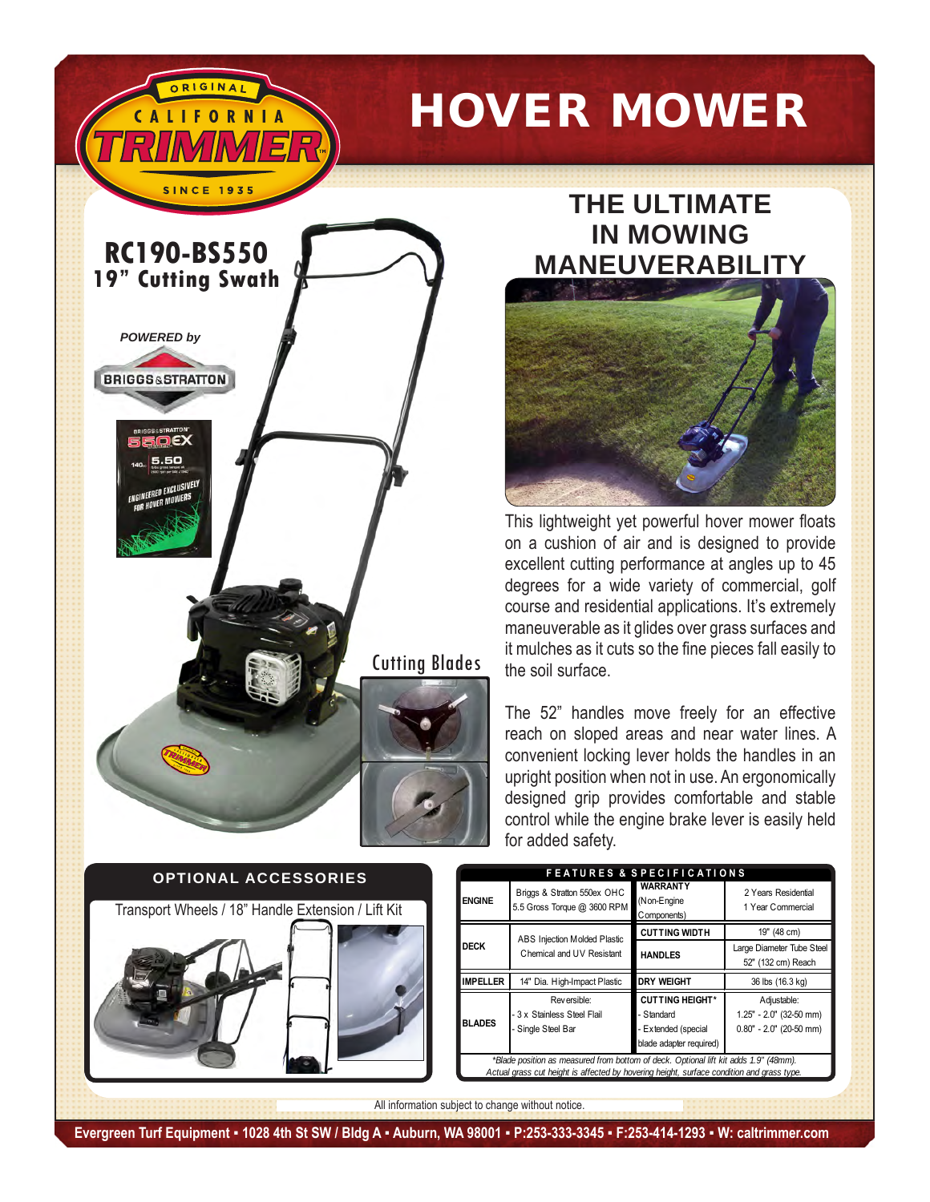# HOVER MOWER

ORIGINAL CALIFORNIA TRIMMER SINCE 1935

## RC190-BS550
**19" Cutting Swath**

*POWERED by* BRIGGS & STRATTON

## THE ULTIMATE IN MOWING MANEUVERABILITY

This lightweight yet powerful hover mower floats on a cushion of air and is designed to provide excellent cutting performance at angles up to 45 degrees for a wide variety of commercial, golf course and residential applications. It's extremely maneuverable as it glides over grass surfaces and it mulches as it cuts so the fine pieces fall easily to the soil surface.

The 52" handles move freely for an effective reach on sloped areas and near water lines. A convenient locking lever holds the handles in an upright position when not in use. An ergonomically designed grip provides comfortable and stable control while the engine brake lever is easily held for added safety.

Cutting Blades

### OPTIONAL ACCESSORIES

Transport Wheels / 18" Handle Extension / Lift Kit

### FEATURES & SPECIFICATIONS

| | | | |
|---|---|---|---|
| **ENGINE** | Briggs & Stratton 550ex OHC 5.5 Gross Torque @ 3600 RPM | **WARRANTY** (Non-Engine Components) | 2 Years Residential 1 Year Commercial |
| **DECK** | ABS Injection Molded Plastic Chemical and UV Resistant | **CUTTING WIDTH** | 19" (48 cm) |
| | | **HANDLES** | Large Diameter Tube Steel 52" (132 cm) Reach |
| **IMPELLER** | 14" Dia. High-Impact Plastic | **DRY WEIGHT** | 36 lbs (16.3 kg) |
| **BLADES** | Reversible: - 3 x Stainless Steel Flail - Single Steel Bar | **CUTTING HEIGHT*** - Standard - Extended (special blade adapter required) | Adjustable: 1.25" - 2.0" (32-50 mm) 0.80" - 2.0" (20-50 mm) |

*Blade position as measured from bottom of deck. Optional lift kit adds 1.9" (48mm). Actual grass cut height is affected by hovering height, surface condition and grass type.*

All information subject to change without notice.

**Evergreen Turf Equipment • 1028 4th St SW / Bldg A • Auburn, WA 98001 • P:253-333-3345 • F:253-414-1293 • W: caltrimmer.com**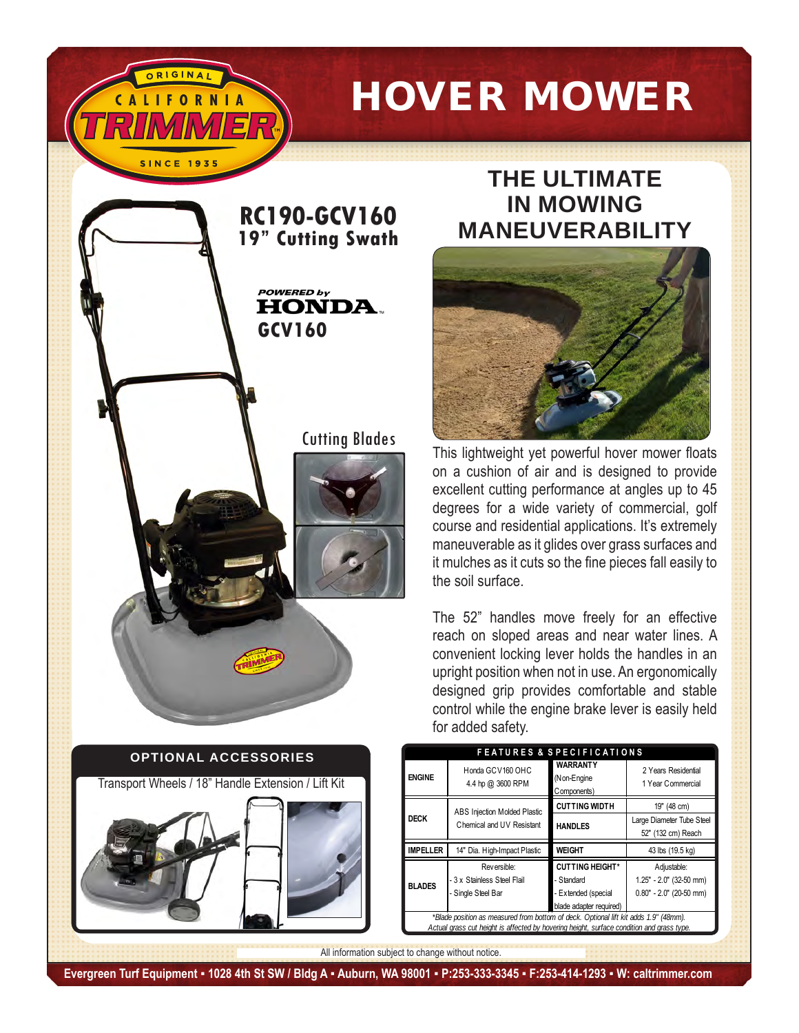# HOVER MOWER

ORIGINAL CALIFORNIA TRIMMER SINCE 1935

## RC190-GCV160
**19" Cutting Swath**

POWERED by HONDA
**GCV160**

Cutting Blades

## THE ULTIMATE IN MOWING MANEUVERABILITY

This lightweight yet powerful hover mower floats on a cushion of air and is designed to provide excellent cutting performance at angles up to 45 degrees for a wide variety of commercial, golf course and residential applications. It's extremely maneuverable as it glides over grass surfaces and it mulches as it cuts so the fine pieces fall easily to the soil surface.

The 52" handles move freely for an effective reach on sloped areas and near water lines. A convenient locking lever holds the handles in an upright position when not in use. An ergonomically designed grip provides comfortable and stable control while the engine brake lever is easily held for added safety.

### OPTIONAL ACCESSORIES

Transport Wheels / 18" Handle Extension / Lift Kit

### FEATURES & SPECIFICATIONS

| | | | |
|---|---|---|---|
| **ENGINE** | Honda GCV160 OHC<br>4.4 hp @ 3600 RPM | **WARRANTY** (Non-Engine Components) | 2 Years Residential<br>1 Year Commercial |
| **DECK** | ABS Injection Molded Plastic<br>Chemical and UV Resistant | **CUTTING WIDTH** | 19" (48 cm) |
| | | **HANDLES** | Large Diameter Tube Steel<br>52" (132 cm) Reach |
| **IMPELLER** | 14" Dia. High-Impact Plastic | **WEIGHT** | 43 lbs (19.5 kg) |
| **BLADES** | Reversible:<br>- 3 x Stainless Steel Flail<br>- Single Steel Bar | **CUTTING HEIGHT***<br>- Standard<br>- Extended (special blade adapter required) | Adjustable:<br>1.25" - 2.0" (32-50 mm)<br>0.80" - 2.0" (20-50 mm) |

*Blade position as measured from bottom of deck. Optional lift kit adds 1.9" (48mm). Actual grass cut height is affected by hovering height, surface condition and grass type.

All information subject to change without notice.

**Evergreen Turf Equipment ▪ 1028 4th St SW / Bldg A ▪ Auburn, WA 98001 ▪ P:253-333-3345 ▪ F:253-414-1293 ▪ W: caltrimmer.com**